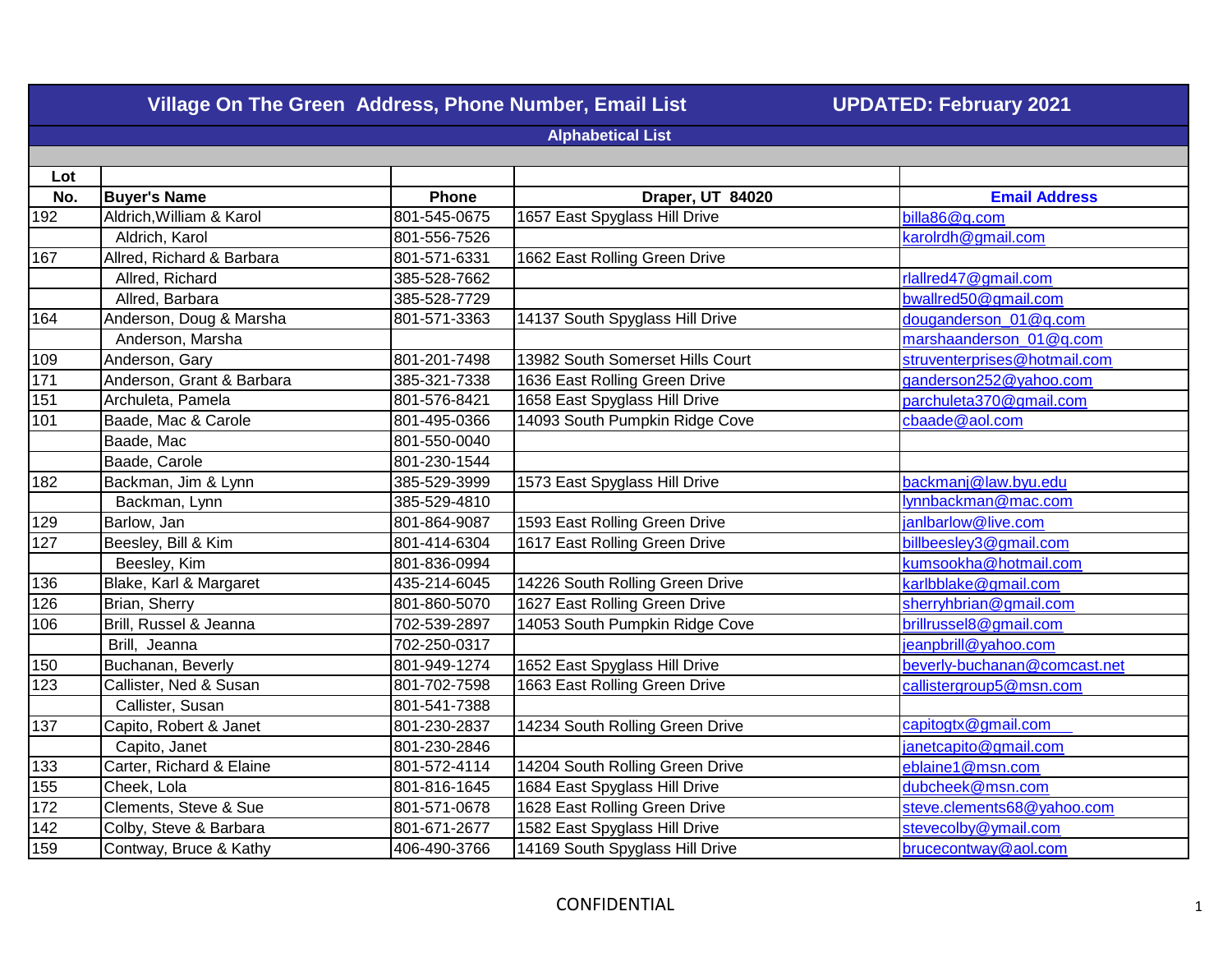# Village On The Green Address, Phone Number, Email List — UPDATED: February 2021

## Alphabetical List

| Lot No. | Buyer's Name | Phone | Draper, UT 84020 | Email Address |
|---|---|---|---|---|
| 192 | Aldrich,William & Karol | 801-545-0675 | 1657 East Spyglass Hill Drive | billa86@q.com |
| | Aldrich, Karol | 801-556-7526 | | karolrdh@gmail.com |
| 167 | Allred, Richard & Barbara | 801-571-6331 | 1662 East Rolling Green Drive | |
| | Allred, Richard | 385-528-7662 | | rlallred47@gmail.com |
| | Allred, Barbara | 385-528-7729 | | bwallred50@gmail.com |
| 164 | Anderson, Doug & Marsha | 801-571-3363 | 14137 South Spyglass Hill Drive | douganderson_01@q.com |
| | Anderson, Marsha | | | marshaanderson_01@q.com |
| 109 | Anderson, Gary | 801-201-7498 | 13982 South Somerset Hills Court | struventerprises@hotmail.com |
| 171 | Anderson, Grant & Barbara | 385-321-7338 | 1636 East Rolling Green Drive | ganderson252@yahoo.com |
| 151 | Archuleta, Pamela | 801-576-8421 | 1658 East Spyglass Hill Drive | parchuleta370@gmail.com |
| 101 | Baade, Mac & Carole | 801-495-0366 | 14093 South Pumpkin Ridge Cove | cbaade@aol.com |
| | Baade, Mac | 801-550-0040 | | |
| | Baade, Carole | 801-230-1544 | | |
| 182 | Backman, Jim & Lynn | 385-529-3999 | 1573 East Spyglass Hill Drive | backmanj@law.byu.edu |
| | Backman, Lynn | 385-529-4810 | | lynnbackman@mac.com |
| 129 | Barlow, Jan | 801-864-9087 | 1593 East Rolling Green Drive | janlbarlow@live.com |
| 127 | Beesley, Bill & Kim | 801-414-6304 | 1617 East Rolling Green Drive | billbeesley3@gmail.com |
| | Beesley, Kim | 801-836-0994 | | kumsookha@hotmail.com |
| 136 | Blake, Karl & Margaret | 435-214-6045 | 14226 South Rolling Green Drive | karlbblake@gmail.com |
| 126 | Brian, Sherry | 801-860-5070 | 1627 East Rolling Green Drive | sherryhbrian@gmail.com |
| 106 | Brill, Russel & Jeanna | 702-539-2897 | 14053 South Pumpkin Ridge Cove | brillrussel8@gmail.com |
| | Brill, Jeanna | 702-250-0317 | | jeanpbrill@yahoo.com |
| 150 | Buchanan, Beverly | 801-949-1274 | 1652 East Spyglass Hill Drive | beverly-buchanan@comcast.net |
| 123 | Callister, Ned & Susan | 801-702-7598 | 1663 East Rolling Green Drive | callistergroup5@msn.com |
| | Callister, Susan | 801-541-7388 | | |
| 137 | Capito, Robert & Janet | 801-230-2837 | 14234 South Rolling Green Drive | capitogtx@gmail.com |
| | Capito, Janet | 801-230-2846 | | janetcapito@gmail.com |
| 133 | Carter, Richard & Elaine | 801-572-4114 | 14204 South Rolling Green Drive | eblaine1@msn.com |
| 155 | Cheek, Lola | 801-816-1645 | 1684 East Spyglass Hill Drive | dubcheek@msn.com |
| 172 | Clements, Steve & Sue | 801-571-0678 | 1628 East Rolling Green Drive | steve.clements68@yahoo.com |
| 142 | Colby, Steve & Barbara | 801-671-2677 | 1582 East Spyglass Hill Drive | stevecolby@ymail.com |
| 159 | Contway, Bruce & Kathy | 406-490-3766 | 14169 South Spyglass Hill Drive | brucecontway@aol.com |

CONFIDENTIAL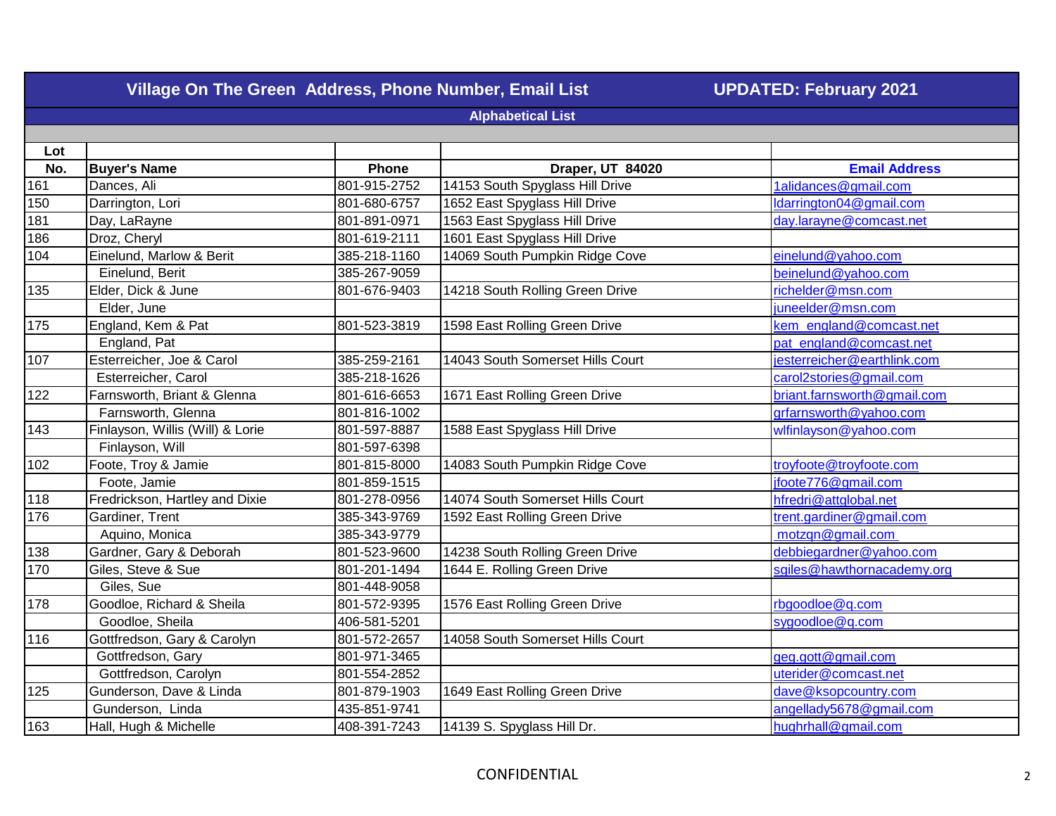# Village On The Green Address, Phone Number, Email List UPDATED: February 2021

## Alphabetical List

| Lot No. | Buyer's Name | Phone | Draper, UT 84020 | Email Address |
|---|---|---|---|---|
| 161 | Dances, Ali | 801-915-2752 | 14153 South Spyglass Hill Drive | 1alidances@gmail.com |
| 150 | Darrington, Lori | 801-680-6757 | 1652 East Spyglass Hill Drive | ldarrington04@gmail.com |
| 181 | Day, LaRayne | 801-891-0971 | 1563 East Spyglass Hill Drive | day.larayne@comcast.net |
| 186 | Droz, Cheryl | 801-619-2111 | 1601 East Spyglass Hill Drive | |
| 104 | Einelund, Marlow & Berit | 385-218-1160 | 14069 South Pumpkin Ridge Cove | einelund@yahoo.com |
| | Einelund, Berit | 385-267-9059 | | beinelund@yahoo.com |
| 135 | Elder, Dick & June | 801-676-9403 | 14218 South Rolling Green Drive | richelder@msn.com |
| | Elder, June | | | juneelder@msn.com |
| 175 | England, Kem & Pat | 801-523-3819 | 1598 East Rolling Green Drive | kem_england@comcast.net |
| | England, Pat | | | pat_england@comcast.net |
| 107 | Esterreicher, Joe & Carol | 385-259-2161 | 14043 South Somerset Hills Court | jesterreicher@earthlink.com |
| | Esterreicher, Carol | 385-218-1626 | | carol2stories@gmail.com |
| 122 | Farnsworth, Briant & Glenna | 801-616-6653 | 1671 East Rolling Green Drive | briant.farnsworth@gmail.com |
| | Farnsworth, Glenna | 801-816-1002 | | grfarnsworth@yahoo.com |
| 143 | Finlayson, Willis (Will) & Lorie | 801-597-8887 | 1588 East Spyglass Hill Drive | wlfinlayson@yahoo.com |
| | Finlayson, Will | 801-597-6398 | | |
| 102 | Foote, Troy & Jamie | 801-815-8000 | 14083 South Pumpkin Ridge Cove | troyfoote@troyfoote.com |
| | Foote, Jamie | 801-859-1515 | | jfoote776@gmail.com |
| 118 | Fredrickson, Hartley and Dixie | 801-278-0956 | 14074 South Somerset Hills Court | hfredri@attglobal.net |
| 176 | Gardiner, Trent | 385-343-9769 | 1592 East Rolling Green Drive | trent.gardiner@gmail.com |
| | Aquino, Monica | 385-343-9779 | | motzqn@gmail.com |
| 138 | Gardner, Gary & Deborah | 801-523-9600 | 14238 South Rolling Green Drive | debbiegardner@yahoo.com |
| 170 | Giles, Steve & Sue | 801-201-1494 | 1644 E. Rolling Green Drive | sgiles@hawthornacademy.org |
| | Giles, Sue | 801-448-9058 | | |
| 178 | Goodloe, Richard & Sheila | 801-572-9395 | 1576 East Rolling Green Drive | rbgoodloe@q.com |
| | Goodloe, Sheila | 406-581-5201 | | sygoodloe@q.com |
| 116 | Gottfredson, Gary & Carolyn | 801-572-2657 | 14058 South Somerset Hills Court | |
| | Gottfredson, Gary | 801-971-3465 | | geg.gott@gmail.com |
| | Gottfredson, Carolyn | 801-554-2852 | | uterider@comcast.net |
| 125 | Gunderson, Dave & Linda | 801-879-1903 | 1649 East Rolling Green Drive | dave@ksopcountry.com |
| | Gunderson, Linda | 435-851-9741 | | angellady5678@gmail.com |
| 163 | Hall, Hugh & Michelle | 408-391-7243 | 14139 S. Spyglass Hill Dr. | hughrhall@gmail.com |

CONFIDENTIAL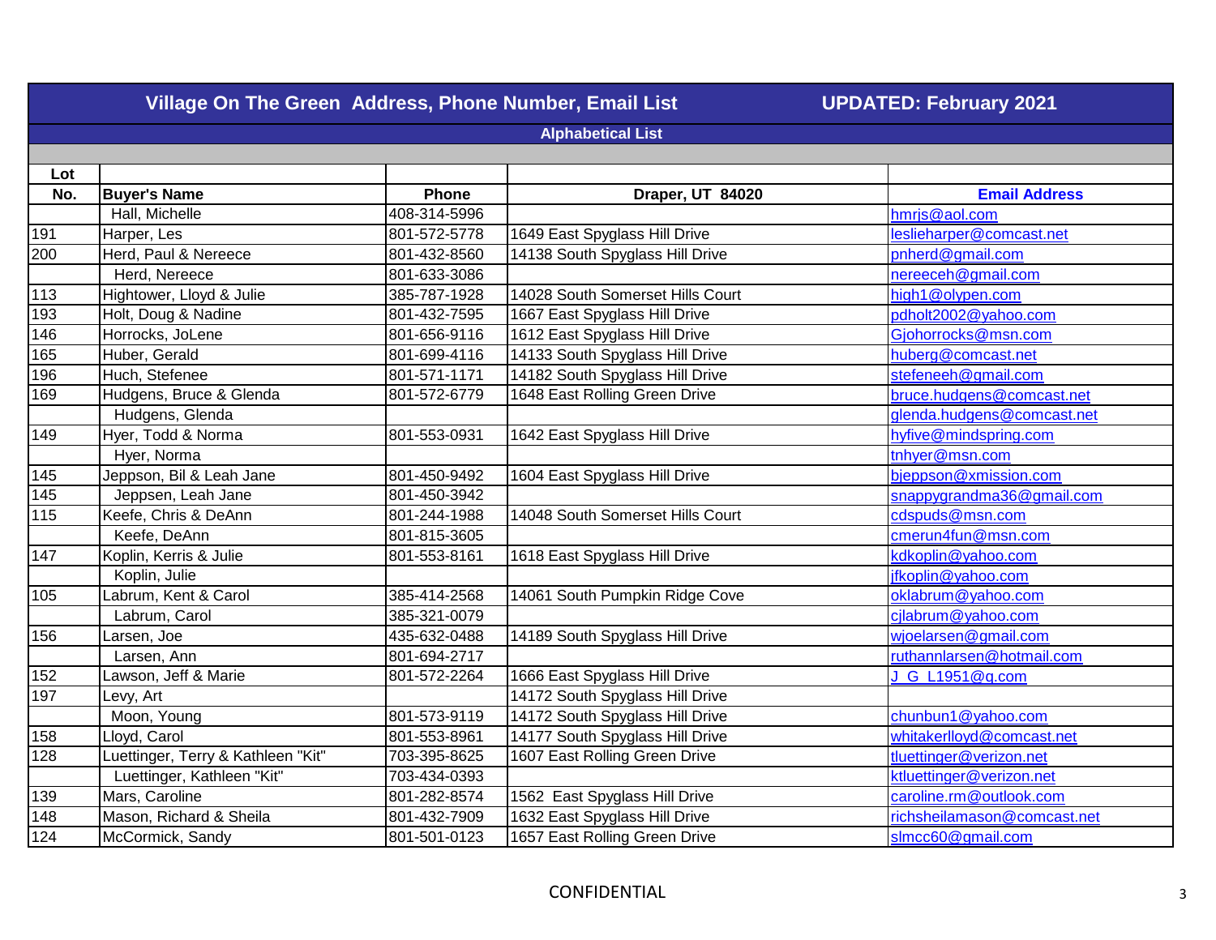# Village On The Green Address, Phone Number, Email List

**UPDATED: February 2021**

## Alphabetical List

| Lot No. | Buyer's Name | Phone | Draper, UT 84020 | Email Address |
|---|---|---|---|---|
| | Hall, Michelle | 408-314-5996 | | hmrjs@aol.com |
| 191 | Harper, Les | 801-572-5778 | 1649 East Spyglass Hill Drive | leslieharper@comcast.net |
| 200 | Herd, Paul & Nereece | 801-432-8560 | 14138 South Spyglass Hill Drive | pnherd@gmail.com |
| | Herd, Nereece | 801-633-3086 | | nereeceh@gmail.com |
| 113 | Hightower, Lloyd & Julie | 385-787-1928 | 14028 South Somerset Hills Court | high1@olypen.com |
| 193 | Holt, Doug & Nadine | 801-432-7595 | 1667 East Spyglass Hill Drive | pdholt2002@yahoo.com |
| 146 | Horrocks, JoLene | 801-656-9116 | 1612 East Spyglass Hill Drive | Gjohorrocks@msn.com |
| 165 | Huber, Gerald | 801-699-4116 | 14133 South Spyglass Hill Drive | huberg@comcast.net |
| 196 | Huch, Stefenee | 801-571-1171 | 14182 South Spyglass Hill Drive | stefeneeh@gmail.com |
| 169 | Hudgens, Bruce & Glenda | 801-572-6779 | 1648 East Rolling Green Drive | bruce.hudgens@comcast.net |
| | Hudgens, Glenda | | | glenda.hudgens@comcast.net |
| 149 | Hyer, Todd & Norma | 801-553-0931 | 1642 East Spyglass Hill Drive | hyfive@mindspring.com |
| | Hyer, Norma | | | tnhyer@msn.com |
| 145 | Jeppson, Bil & Leah Jane | 801-450-9492 | 1604 East Spyglass Hill Drive | bjeppson@xmission.com |
| 145 | Jeppsen, Leah Jane | 801-450-3942 | | snappygrandma36@gmail.com |
| 115 | Keefe, Chris & DeAnn | 801-244-1988 | 14048 South Somerset Hills Court | cdspuds@msn.com |
| | Keefe, DeAnn | 801-815-3605 | | cmerun4fun@msn.com |
| 147 | Koplin, Kerris & Julie | 801-553-8161 | 1618 East Spyglass Hill Drive | kdkoplin@yahoo.com |
| | Koplin, Julie | | | jfkoplin@yahoo.com |
| 105 | Labrum, Kent & Carol | 385-414-2568 | 14061 South Pumpkin Ridge Cove | oklabrum@yahoo.com |
| | Labrum, Carol | 385-321-0079 | | cjlabrum@yahoo.com |
| 156 | Larsen, Joe | 435-632-0488 | 14189 South Spyglass Hill Drive | wjoelarsen@gmail.com |
| | Larsen, Ann | 801-694-2717 | | ruthannlarsen@hotmail.com |
| 152 | Lawson, Jeff & Marie | 801-572-2264 | 1666 East Spyglass Hill Drive | J_G_L1951@q.com |
| 197 | Levy, Art | | 14172 South Spyglass Hill Drive | |
| | Moon, Young | 801-573-9119 | 14172 South Spyglass Hill Drive | chunbun1@yahoo.com |
| 158 | Lloyd, Carol | 801-553-8961 | 14177 South Spyglass Hill Drive | whitakerlloyd@comcast.net |
| 128 | Luettinger, Terry & Kathleen "Kit" | 703-395-8625 | 1607 East Rolling Green Drive | tluettinger@verizon.net |
| | Luettinger, Kathleen "Kit" | 703-434-0393 | | ktluettinger@verizon.net |
| 139 | Mars, Caroline | 801-282-8574 | 1562 East Spyglass Hill Drive | caroline.rm@outlook.com |
| 148 | Mason, Richard & Sheila | 801-432-7909 | 1632 East Spyglass Hill Drive | richsheilamason@comcast.net |
| 124 | McCormick, Sandy | 801-501-0123 | 1657 East Rolling Green Drive | slmcc60@gmail.com |

CONFIDENTIAL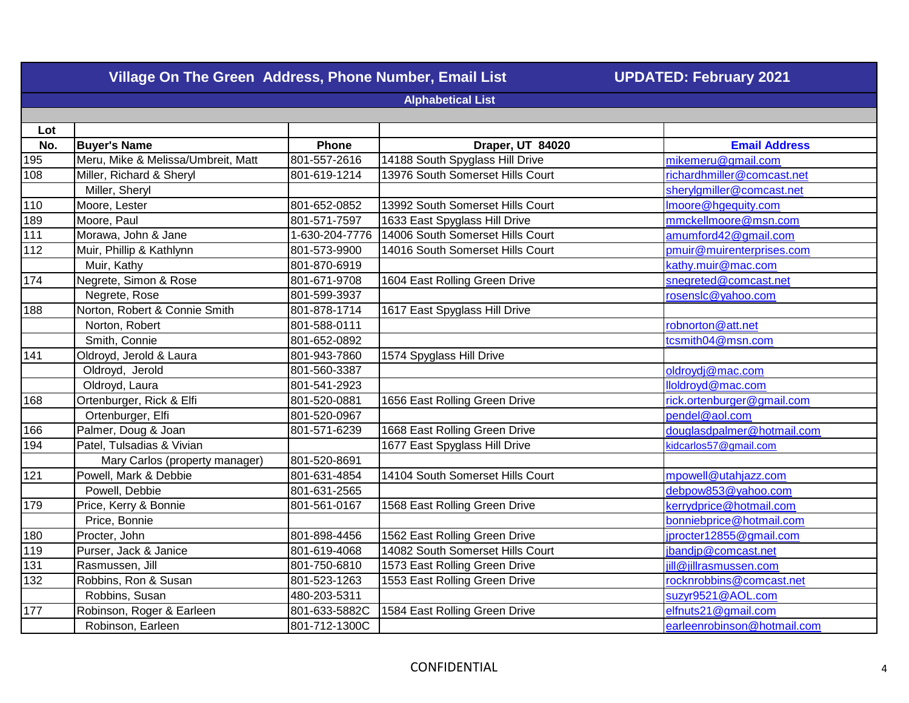# Village On The Green Address, Phone Number, Email List

**UPDATED: February 2021**

**Alphabetical List**

| Lot No. | Buyer's Name | Phone | Draper, UT 84020 | Email Address |
|---|---|---|---|---|
| 195 | Meru, Mike & Melissa/Umbreit, Matt | 801-557-2616 | 14188 South Spyglass Hill Drive | mikemeru@gmail.com |
| 108 | Miller, Richard & Sheryl | 801-619-1214 | 13976 South Somerset Hills Court | richardhmiller@comcast.net |
| | Miller, Sheryl | | | sherylgmiller@comcast.net |
| 110 | Moore, Lester | 801-652-0852 | 13992 South Somerset Hills Court | lmoore@hgequity.com |
| 189 | Moore, Paul | 801-571-7597 | 1633 East Spyglass Hill Drive | mmckellmoore@msn.com |
| 111 | Morawa, John & Jane | 1-630-204-7776 | 14006 South Somerset Hills Court | amumford42@gmail.com |
| 112 | Muir, Phillip & Kathlynn | 801-573-9900 | 14016 South Somerset Hills Court | pmuir@muirenterprises.com |
| | Muir, Kathy | 801-870-6919 | | kathy.muir@mac.com |
| 174 | Negrete, Simon & Rose | 801-671-9708 | 1604 East Rolling Green Drive | snegreted@comcast.net |
| | Negrete, Rose | 801-599-3937 | | rosenslc@yahoo.com |
| 188 | Norton, Robert & Connie Smith | 801-878-1714 | 1617 East Spyglass Hill Drive | |
| | Norton, Robert | 801-588-0111 | | robnorton@att.net |
| | Smith, Connie | 801-652-0892 | | tcsmith04@msn.com |
| 141 | Oldroyd, Jerold & Laura | 801-943-7860 | 1574 Spyglass Hill Drive | |
| | Oldroyd, Jerold | 801-560-3387 | | oldroydj@mac.com |
| | Oldroyd, Laura | 801-541-2923 | | lloldroyd@mac.com |
| 168 | Ortenburger, Rick & Elfi | 801-520-0881 | 1656 East Rolling Green Drive | rick.ortenburger@gmail.com |
| | Ortenburger, Elfi | 801-520-0967 | | pendel@aol.com |
| 166 | Palmer, Doug & Joan | 801-571-6239 | 1668 East Rolling Green Drive | douglasdpalmer@hotmail.com |
| 194 | Patel, Tulsadias & Vivian | | 1677 East Spyglass Hill Drive | kidcarlos57@gmail.com |
| | Mary Carlos (property manager) | 801-520-8691 | | |
| 121 | Powell, Mark & Debbie | 801-631-4854 | 14104 South Somerset Hills Court | mpowell@utahjazz.com |
| | Powell, Debbie | 801-631-2565 | | debpow853@yahoo.com |
| 179 | Price, Kerry & Bonnie | 801-561-0167 | 1568 East Rolling Green Drive | kerrydprice@hotmail.com |
| | Price, Bonnie | | | bonniebprice@hotmail.com |
| 180 | Procter, John | 801-898-4456 | 1562 East Rolling Green Drive | jprocter12855@gmail.com |
| 119 | Purser, Jack & Janice | 801-619-4068 | 14082 South Somerset Hills Court | jbandjp@comcast.net |
| 131 | Rasmussen, Jill | 801-750-6810 | 1573 East Rolling Green Drive | jill@jillrasmussen.com |
| 132 | Robbins, Ron & Susan | 801-523-1263 | 1553 East Rolling Green Drive | rocknrobbins@comcast.net |
| | Robbins, Susan | 480-203-5311 | | suzyr9521@AOL.com |
| 177 | Robinson, Roger & Earleen | 801-633-5882C | 1584 East Rolling Green Drive | elfnuts21@gmail.com |
| | Robinson, Earleen | 801-712-1300C | | earleenrobinson@hotmail.com |

CONFIDENTIAL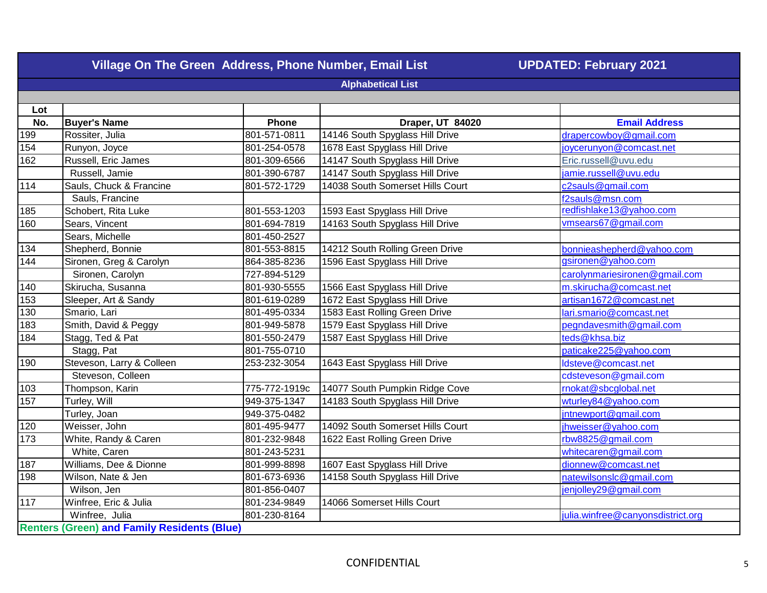## Village On The Green Address, Phone Number, Email List UPDATED: February 2021

**Alphabetical List**

| Lot No. | Buyer's Name | Phone | Draper, UT 84020 | Email Address |
|---|---|---|---|---|
| 199 | Rossiter, Julia | 801-571-0811 | 14146 South Spyglass Hill Drive | drapercowboy@gmail.com |
| 154 | Runyon, Joyce | 801-254-0578 | 1678 East Spyglass Hill Drive | joycerunyon@comcast.net |
| 162 | Russell, Eric James | 801-309-6566 | 14147 South Spyglass Hill Drive | Eric.russell@uvu.edu |
| | Russell, Jamie | 801-390-6787 | 14147 South Spyglass Hill Drive | jamie.russell@uvu.edu |
| 114 | Sauls, Chuck & Francine | 801-572-1729 | 14038 South Somerset Hills Court | c2sauls@gmail.com |
| | Sauls, Francine | | | f2sauls@msn.com |
| 185 | Schobert, Rita Luke | 801-553-1203 | 1593 East Spyglass Hill Drive | redfishlake13@yahoo.com |
| 160 | Sears, Vincent | 801-694-7819 | 14163 South Spyglass Hill Drive | vmsears67@gmail.com |
| | Sears, Michelle | 801-450-2527 | | |
| 134 | Shepherd, Bonnie | 801-553-8815 | 14212 South Rolling Green Drive | bonnieashepherd@yahoo.com |
| 144 | Sironen, Greg & Carolyn | 864-385-8236 | 1596 East Spyglass Hill Drive | gsironen@yahoo.com |
| | Sironen, Carolyn | 727-894-5129 | | carolynmariesironen@gmail.com |
| 140 | Skirucha, Susanna | 801-930-5555 | 1566 East Spyglass Hill Drive | m.skirucha@comcast.net |
| 153 | Sleeper, Art & Sandy | 801-619-0289 | 1672 East Spyglass Hill Drive | artisan1672@comcast.net |
| 130 | Smario, Lari | 801-495-0334 | 1583 East Rolling Green Drive | lari.smario@comcast.net |
| 183 | Smith, David & Peggy | 801-949-5878 | 1579 East Spyglass Hill Drive | pegndavesmith@gmail.com |
| 184 | Stagg, Ted & Pat | 801-550-2479 | 1587 East Spyglass Hill Drive | teds@khsa.biz |
| | Stagg, Pat | 801-755-0710 | | paticake225@yahoo.com |
| 190 | Steveson, Larry & Colleen | 253-232-3054 | 1643 East Spyglass Hill Drive | ldsteve@comcast.net |
| | Steveson, Colleen | | | cdsteveson@gmail.com |
| 103 | Thompson, Karin | 775-772-1919c | 14077 South Pumpkin Ridge Cove | rnokat@sbcglobal.net |
| 157 | Turley, Will | 949-375-1347 | 14183 South Spyglass Hill Drive | wturley84@yahoo.com |
| | Turley, Joan | 949-375-0482 | | jntnewport@gmail.com |
| 120 | Weisser, John | 801-495-9477 | 14092 South Somerset Hills Court | jhweisser@yahoo.com |
| 173 | White, Randy & Caren | 801-232-9848 | 1622 East Rolling Green Drive | rbw8825@gmail.com |
| | White, Caren | 801-243-5231 | | whitecaren@gmail.com |
| 187 | Williams, Dee & Dionne | 801-999-8898 | 1607 East Spyglass Hill Drive | dionnew@comcast.net |
| 198 | Wilson, Nate & Jen | 801-673-6936 | 14158 South Spyglass Hill Drive | natewilsonslc@gmail.com |
| | Wilson, Jen | 801-856-0407 | | jenjolley29@gmail.com |
| 117 | Winfree, Eric & Julia | 801-234-9849 | 14066 Somerset Hills Court | |
| | Winfree, Julia | 801-230-8164 | | julia.winfree@canyonsdistrict.org |

**Renters (Green) and Family Residents (Blue)**

CONFIDENTIAL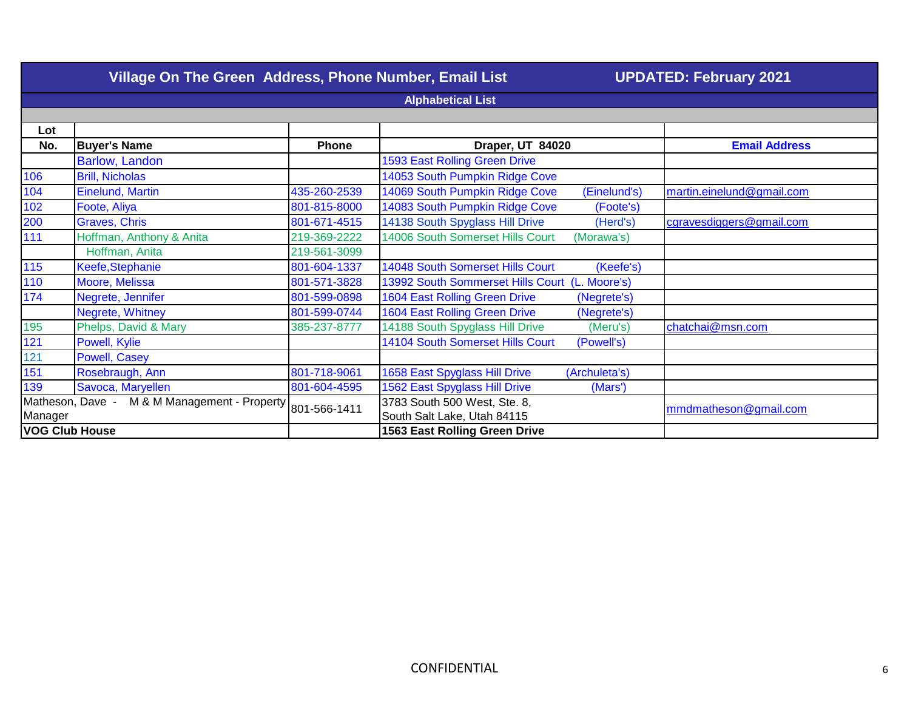## Village On The Green Address, Phone Number, Email List — UPDATED: February 2021

### Alphabetical List

| Lot No. | Buyer's Name | Phone | Draper, UT 84020 | Email Address |
|---|---|---|---|---|
| | Barlow, Landon | | 1593 East Rolling Green Drive | |
| 106 | Brill, Nicholas | | 14053 South Pumpkin Ridge Cove | |
| 104 | Einelund, Martin | 435-260-2539 | 14069 South Pumpkin Ridge Cove (Einelund's) | martin.einelund@gmail.com |
| 102 | Foote, Aliya | 801-815-8000 | 14083 South Pumpkin Ridge Cove (Foote's) | |
| 200 | Graves, Chris | 801-671-4515 | 14138 South Spyglass Hill Drive (Herd's) | cgravesdiggers@gmail.com |
| 111 | Hoffman, Anthony & Anita | 219-369-2222 | 14006 South Somerset Hills Court (Morawa's) | |
| | Hoffman, Anita | 219-561-3099 | | |
| 115 | Keefe,Stephanie | 801-604-1337 | 14048 South Somerset Hills Court (Keefe's) | |
| 110 | Moore, Melissa | 801-571-3828 | 13992 South Sommerset Hills Court (L. Moore's) | |
| 174 | Negrete, Jennifer | 801-599-0898 | 1604 East Rolling Green Drive (Negrete's) | |
| | Negrete, Whitney | 801-599-0744 | 1604 East Rolling Green Drive (Negrete's) | |
| 195 | Phelps, David & Mary | 385-237-8777 | 14188 South Spyglass Hill Drive (Meru's) | chatchai@msn.com |
| 121 | Powell, Kylie | | 14104 South Somerset Hills Court (Powell's) | |
| 121 | Powell, Casey | | | |
| 151 | Rosebraugh, Ann | 801-718-9061 | 1658 East Spyglass Hill Drive (Archuleta's) | |
| 139 | Savoca, Maryellen | 801-604-4595 | 1562 East Spyglass Hill Drive (Mars') | |
| Matheson, Dave - M & M Management - Property Manager | | 801-566-1411 | 3783 South 500 West, Ste. 8, South Salt Lake, Utah 84115 | mmdmatheson@gmail.com |
| **VOG Club House** | | | **1563 East Rolling Green Drive** | |

CONFIDENTIAL